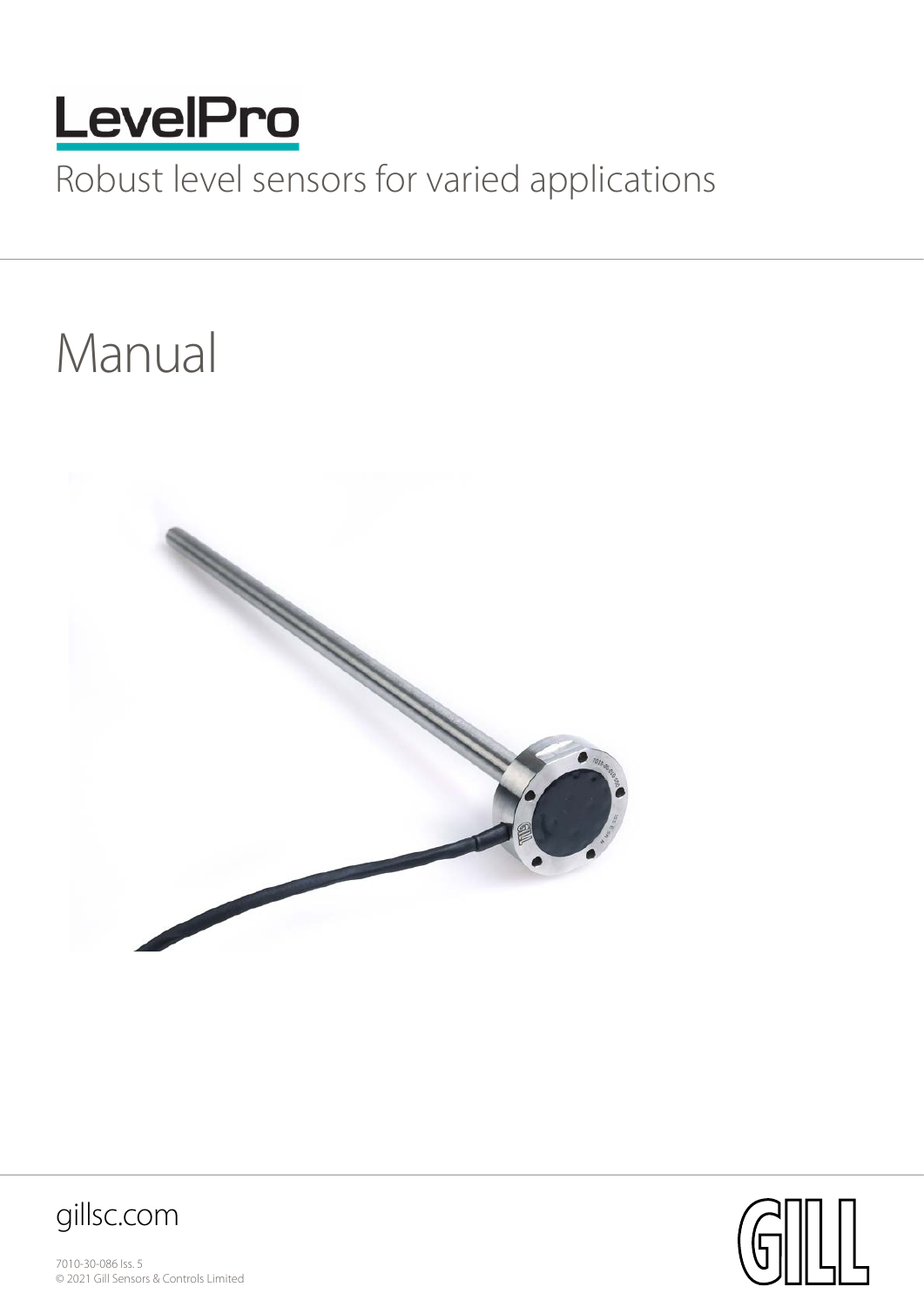# LevelPro

Robust level sensors for varied applications

# Manual

gillsc.com

7010-30-086 Iss. 5
© 2021 Gill Sensors & Controls Limited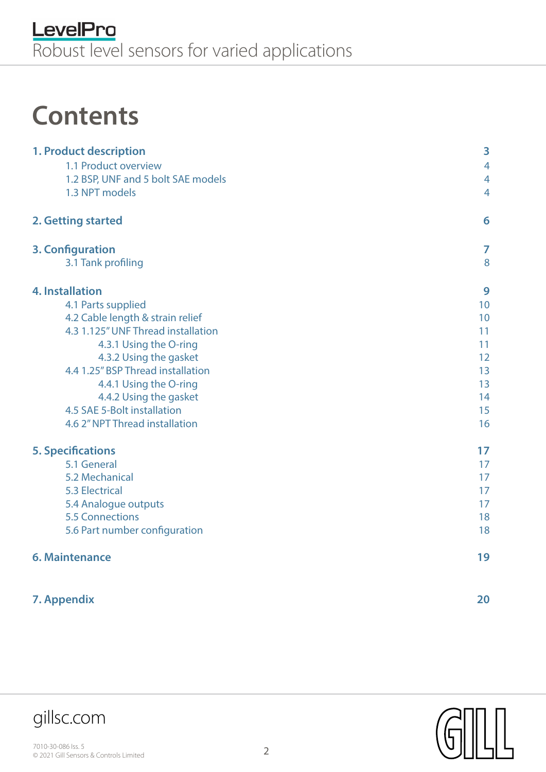# Contents

| | |
|---|---|
| **1. Product description** | **3** |
| 1.1 Product overview | 4 |
| 1.2 BSP, UNF and 5 bolt SAE models | 4 |
| 1.3 NPT models | 4 |
| **2. Getting started** | **6** |
| **3. Configuration** | **7** |
| 3.1 Tank profiling | 8 |
| **4. Installation** | **9** |
| 4.1 Parts supplied | 10 |
| 4.2 Cable length & strain relief | 10 |
| 4.3 1.125" UNF Thread installation | 11 |
| 4.3.1 Using the O-ring | 11 |
| 4.3.2 Using the gasket | 12 |
| 4.4 1.25" BSP Thread installation | 13 |
| 4.4.1 Using the O-ring | 13 |
| 4.4.2 Using the gasket | 14 |
| 4.5 SAE 5-Bolt installation | 15 |
| 4.6 2" NPT Thread installation | 16 |
| **5. Specifications** | **17** |
| 5.1 General | 17 |
| 5.2 Mechanical | 17 |
| 5.3 Electrical | 17 |
| 5.4 Analogue outputs | 17 |
| 5.5 Connections | 18 |
| 5.6 Part number configuration | 18 |
| **6. Maintenance** | **19** |
| **7. Appendix** | **20** |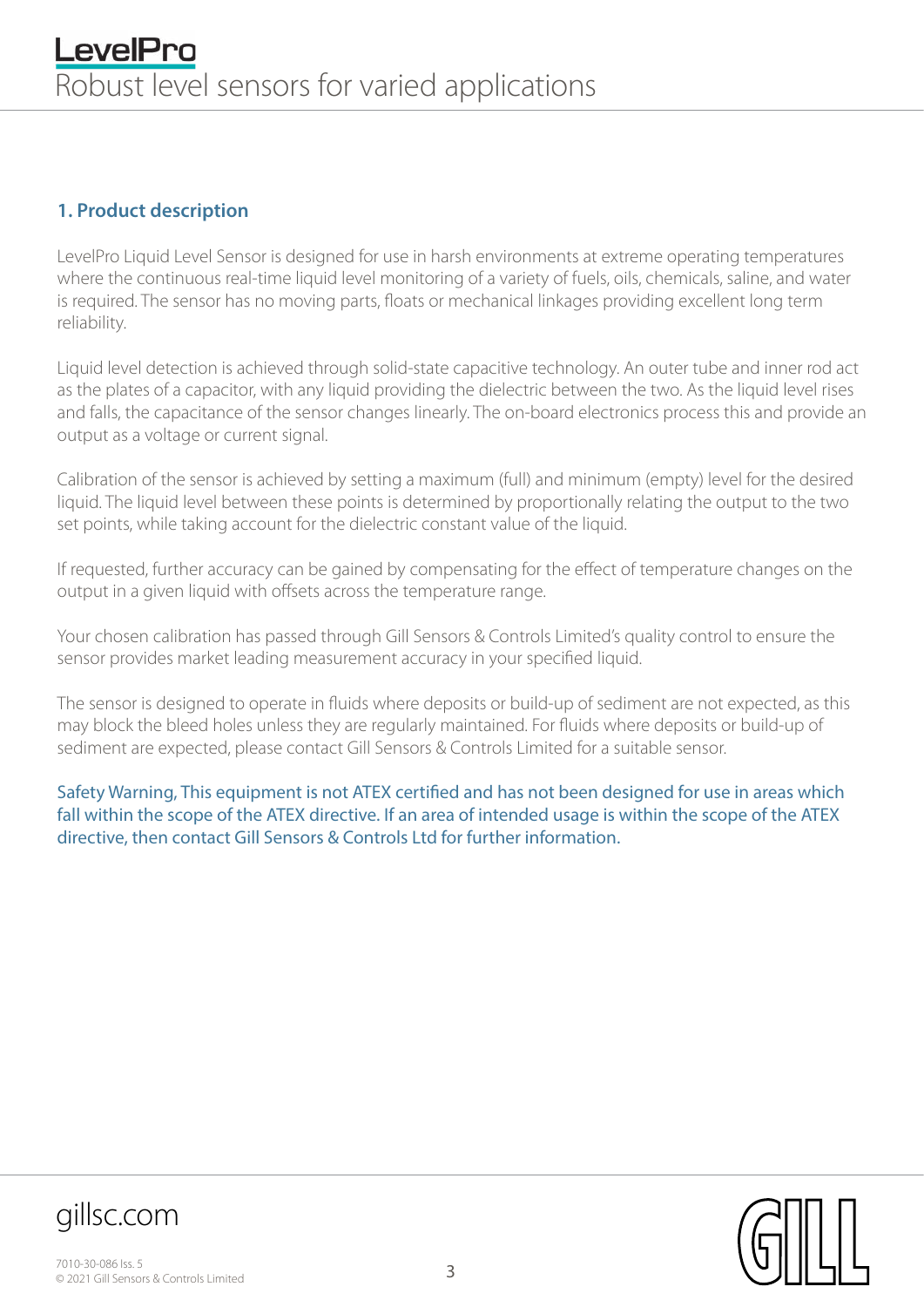## 1. Product description

LevelPro Liquid Level Sensor is designed for use in harsh environments at extreme operating temperatures where the continuous real-time liquid level monitoring of a variety of fuels, oils, chemicals, saline, and water is required. The sensor has no moving parts, floats or mechanical linkages providing excellent long term reliability.

Liquid level detection is achieved through solid-state capacitive technology. An outer tube and inner rod act as the plates of a capacitor, with any liquid providing the dielectric between the two. As the liquid level rises and falls, the capacitance of the sensor changes linearly. The on-board electronics process this and provide an output as a voltage or current signal.

Calibration of the sensor is achieved by setting a maximum (full) and minimum (empty) level for the desired liquid. The liquid level between these points is determined by proportionally relating the output to the two set points, while taking account for the dielectric constant value of the liquid.

If requested, further accuracy can be gained by compensating for the effect of temperature changes on the output in a given liquid with offsets across the temperature range.

Your chosen calibration has passed through Gill Sensors & Controls Limited's quality control to ensure the sensor provides market leading measurement accuracy in your specified liquid.

The sensor is designed to operate in fluids where deposits or build-up of sediment are not expected, as this may block the bleed holes unless they are regularly maintained. For fluids where deposits or build-up of sediment are expected, please contact Gill Sensors & Controls Limited for a suitable sensor.

Safety Warning, This equipment is not ATEX certified and has not been designed for use in areas which fall within the scope of the ATEX directive. If an area of intended usage is within the scope of the ATEX directive, then contact Gill Sensors & Controls Ltd for further information.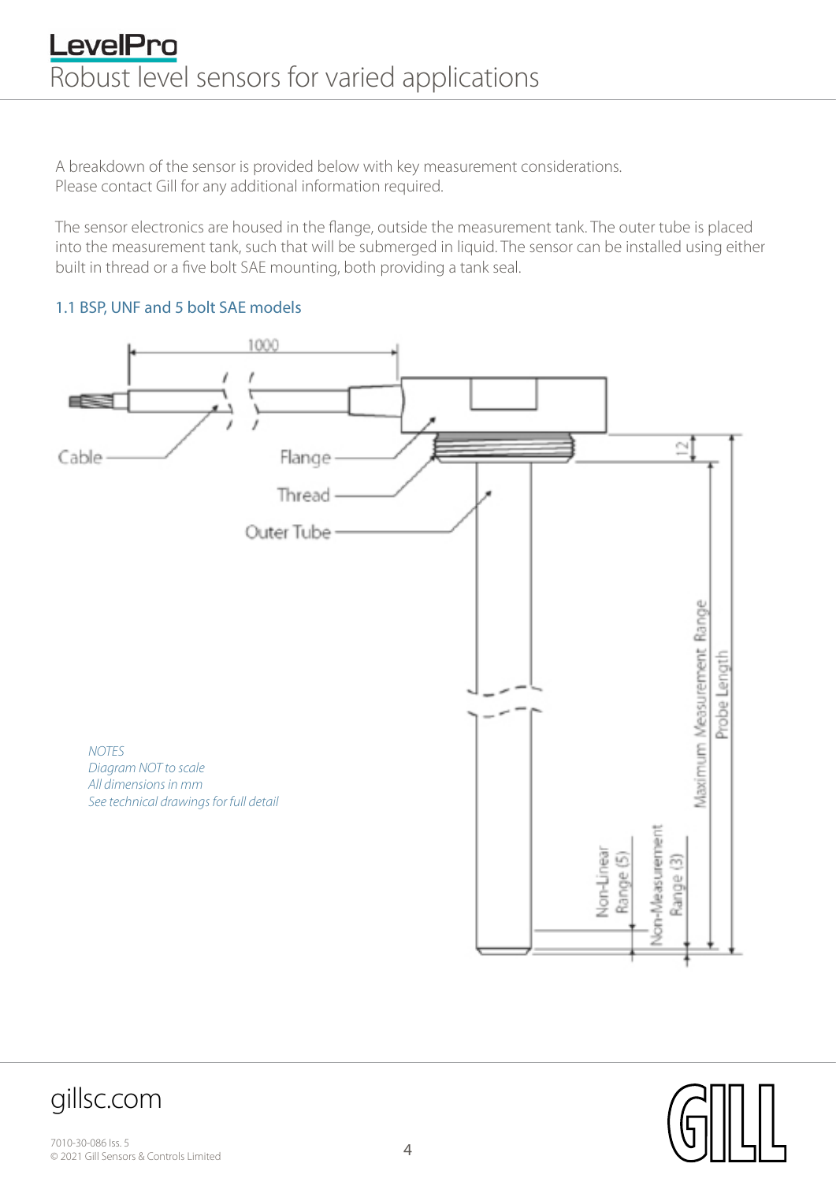A breakdown of the sensor is provided below with key measurement considerations. Please contact Gill for any additional information required.

The sensor electronics are housed in the flange, outside the measurement tank. The outer tube is placed into the measurement tank, such that will be submerged in liquid. The sensor can be installed using either built in thread or a five bolt SAE mounting, both providing a tank seal.

### 1.1 BSP, UNF and 5 bolt SAE models

1000

Cable

Flange

Thread

Outer Tube

12

Maximum Measurement Range

Probe Length

Non-Linear Range (5)

Non-Measurement Range (3)

*NOTES*
*Diagram NOT to scale*
*All dimensions in mm*
*See technical drawings for full detail*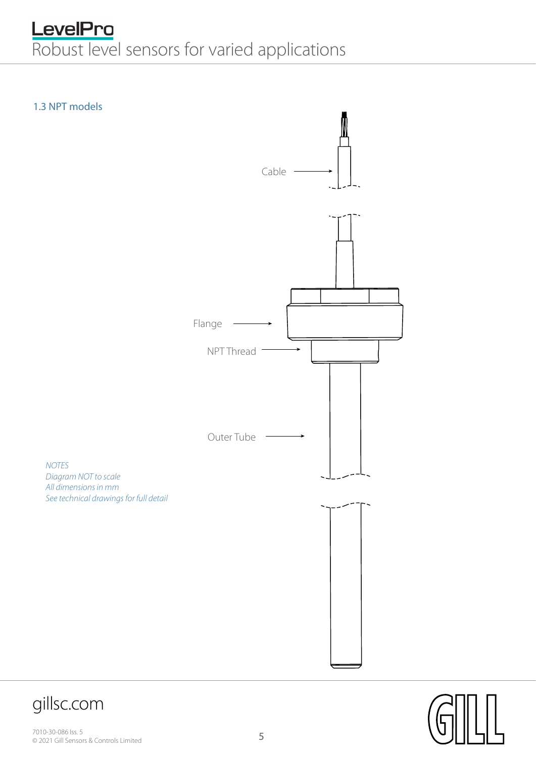### 1.3 NPT models

Cable

Flange

NPT Thread

Outer Tube

*NOTES*
*Diagram NOT to scale*
*All dimensions in mm*
*See technical drawings for full detail*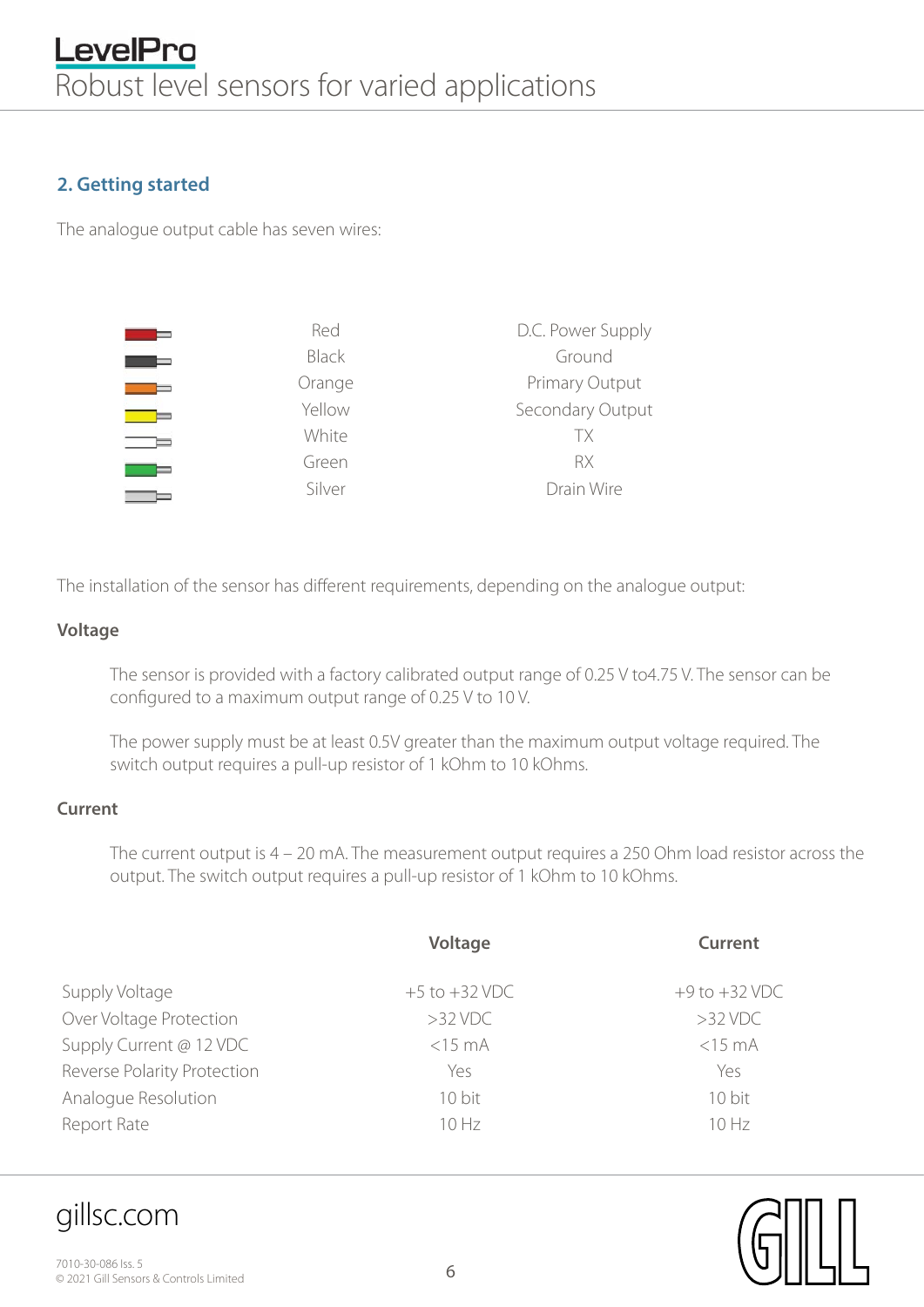## 2. Getting started

The analogue output cable has seven wires:

| Wire | Colour | Function |
|---|---|---|
| | Red | D.C. Power Supply |
| | Black | Ground |
| | Orange | Primary Output |
| | Yellow | Secondary Output |
| | White | TX |
| | Green | RX |
| | Silver | Drain Wire |

The installation of the sensor has different requirements, depending on the analogue output:

### Voltage

The sensor is provided with a factory calibrated output range of 0.25 V to4.75 V. The sensor can be configured to a maximum output range of 0.25 V to 10 V.

The power supply must be at least 0.5V greater than the maximum output voltage required. The switch output requires a pull-up resistor of 1 kOhm to 10 kOhms.

### Current

The current output is 4 – 20 mA. The measurement output requires a 250 Ohm load resistor across the output. The switch output requires a pull-up resistor of 1 kOhm to 10 kOhms.

| | Voltage | Current |
|---|---|---|
| Supply Voltage | +5 to +32 VDC | +9 to +32 VDC |
| Over Voltage Protection | >32 VDC | >32 VDC |
| Supply Current @ 12 VDC | <15 mA | <15 mA |
| Reverse Polarity Protection | Yes | Yes |
| Analogue Resolution | 10 bit | 10 bit |
| Report Rate | 10 Hz | 10 Hz |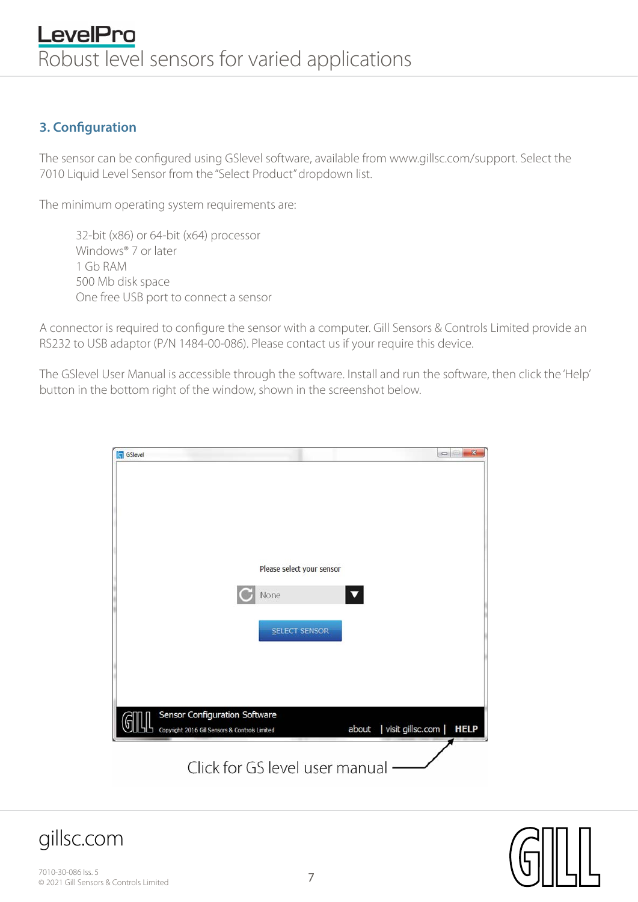## 3. Configuration

The sensor can be configured using GSlevel software, available from www.gillsc.com/support. Select the 7010 Liquid Level Sensor from the "Select Product" dropdown list.

The minimum operating system requirements are:

- 32-bit (x86) or 64-bit (x64) processor
- Windows® 7 or later
- 1 Gb RAM
- 500 Mb disk space
- One free USB port to connect a sensor

A connector is required to configure the sensor with a computer. Gill Sensors & Controls Limited provide an RS232 to USB adaptor (P/N 1484-00-086). Please contact us if your require this device.

The GSlevel User Manual is accessible through the software. Install and run the software, then click the 'Help' button in the bottom right of the window, shown in the screenshot below.

Click for GS level user manual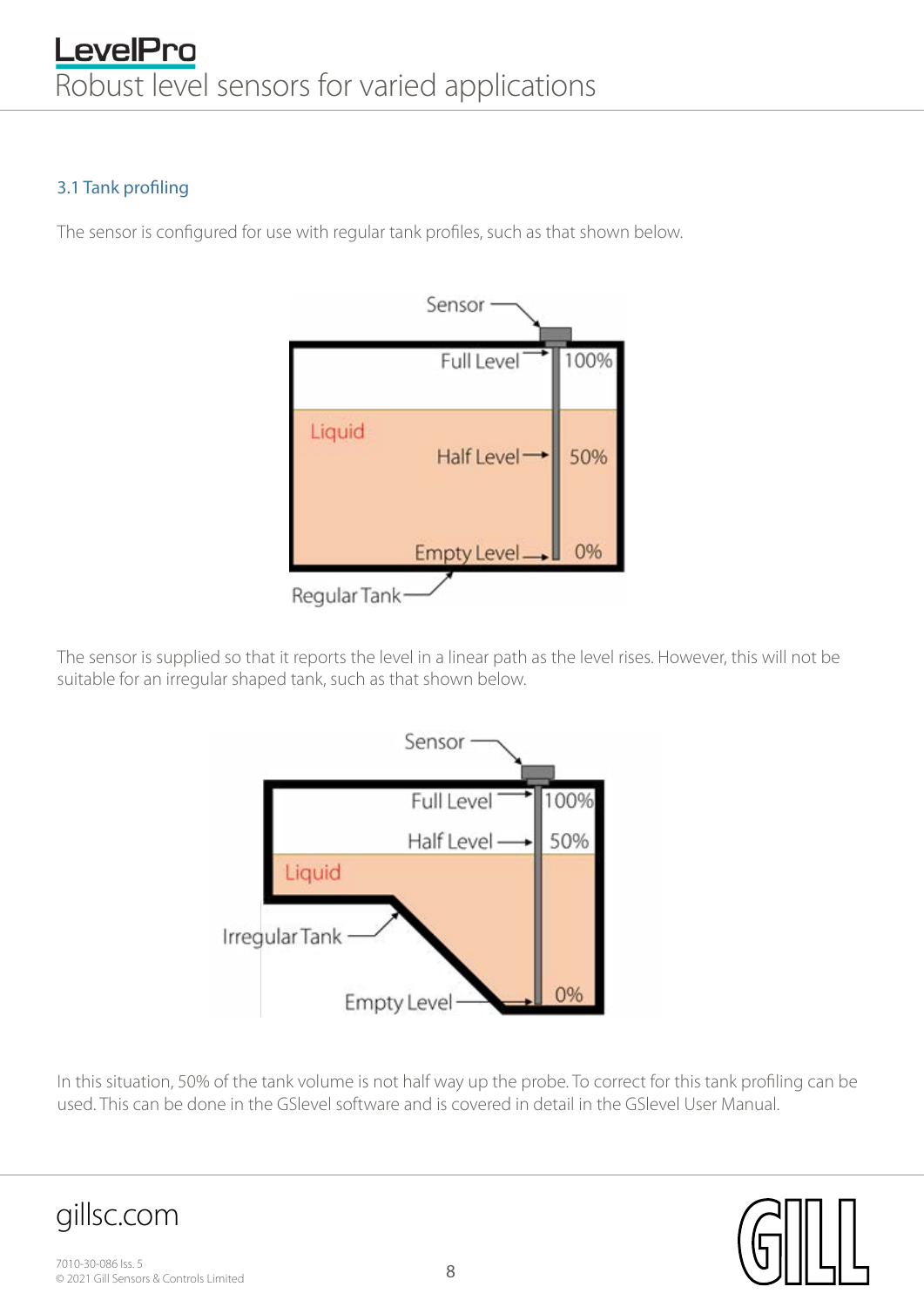## 3.1 Tank profiling

The sensor is configured for use with regular tank profiles, such as that shown below.

The sensor is supplied so that it reports the level in a linear path as the level rises. However, this will not be suitable for an irregular shaped tank, such as that shown below.

In this situation, 50% of the tank volume is not half way up the probe. To correct for this tank profiling can be used. This can be done in the GSlevel software and is covered in detail in the GSlevel User Manual.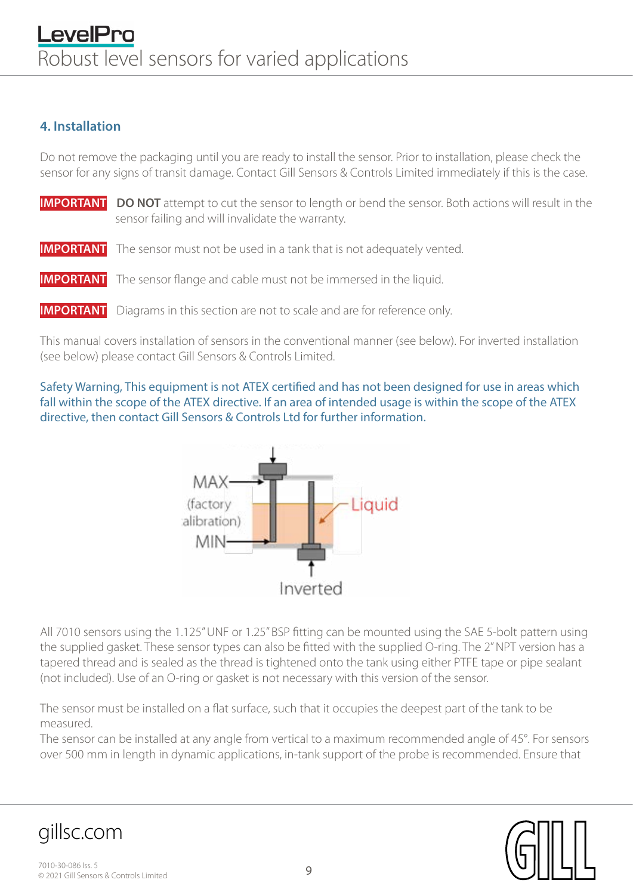## 4. Installation

Do not remove the packaging until you are ready to install the sensor. Prior to installation, please check the sensor for any signs of transit damage. Contact Gill Sensors & Controls Limited immediately if this is the case.

**IMPORTANT** **DO NOT** attempt to cut the sensor to length or bend the sensor. Both actions will result in the sensor failing and will invalidate the warranty.

**IMPORTANT** The sensor must not be used in a tank that is not adequately vented.

**IMPORTANT** The sensor flange and cable must not be immersed in the liquid.

**IMPORTANT** Diagrams in this section are not to scale and are for reference only.

This manual covers installation of sensors in the conventional manner (see below). For inverted installation (see below) please contact Gill Sensors & Controls Limited.

Safety Warning, This equipment is not ATEX certified and has not been designed for use in areas which fall within the scope of the ATEX directive. If an area of intended usage is within the scope of the ATEX directive, then contact Gill Sensors & Controls Ltd for further information.

MAX (factory alibration) MIN — Liquid — Inverted

All 7010 sensors using the 1.125" UNF or 1.25" BSP fitting can be mounted using the SAE 5-bolt pattern using the supplied gasket. These sensor types can also be fitted with the supplied O-ring. The 2" NPT version has a tapered thread and is sealed as the thread is tightened onto the tank using either PTFE tape or pipe sealant (not included). Use of an O-ring or gasket is not necessary with this version of the sensor.

The sensor must be installed on a flat surface, such that it occupies the deepest part of the tank to be measured.

The sensor can be installed at any angle from vertical to a maximum recommended angle of 45°. For sensors over 500 mm in length in dynamic applications, in-tank support of the probe is recommended. Ensure that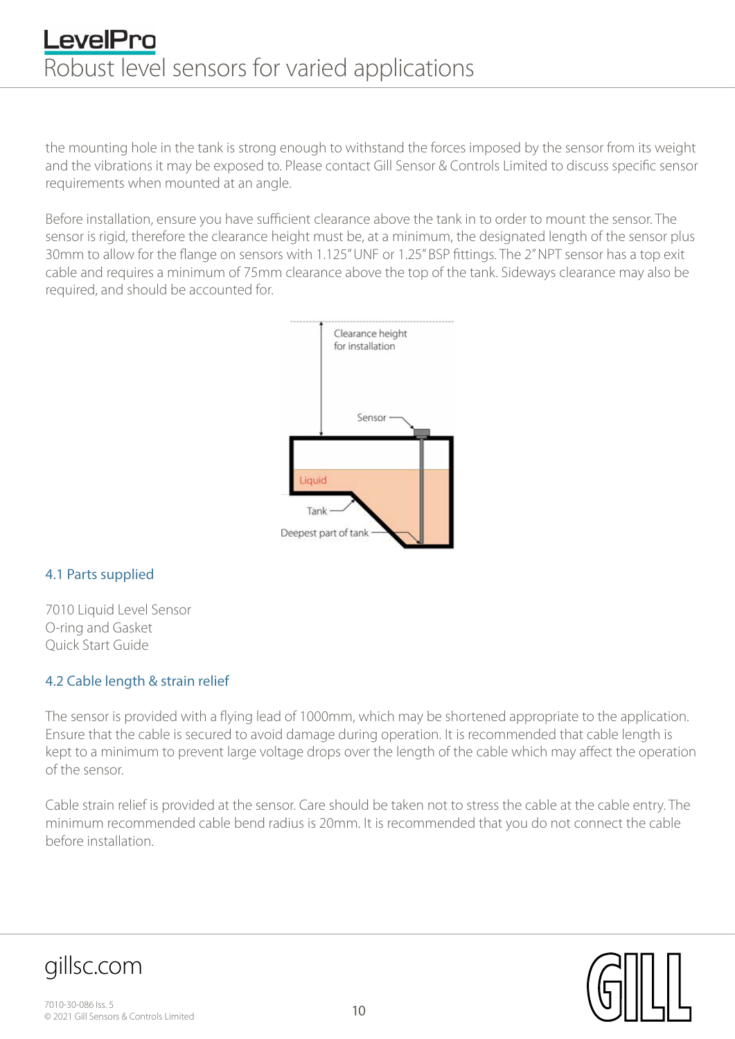the mounting hole in the tank is strong enough to withstand the forces imposed by the sensor from its weight and the vibrations it may be exposed to. Please contact Gill Sensor & Controls Limited to discuss specific sensor requirements when mounted at an angle.

Before installation, ensure you have sufficient clearance above the tank in to order to mount the sensor. The sensor is rigid, therefore the clearance height must be, at a minimum, the designated length of the sensor plus 30mm to allow for the flange on sensors with 1.125" UNF or 1.25" BSP fittings. The 2" NPT sensor has a top exit cable and requires a minimum of 75mm clearance above the top of the tank. Sideways clearance may also be required, and should be accounted for.

Clearance height for installation

Sensor

Liquid

Tank

Deepest part of tank

## 4.1 Parts supplied

7010 Liquid Level Sensor
O-ring and Gasket
Quick Start Guide

## 4.2 Cable length & strain relief

The sensor is provided with a flying lead of 1000mm, which may be shortened appropriate to the application. Ensure that the cable is secured to avoid damage during operation. It is recommended that cable length is kept to a minimum to prevent large voltage drops over the length of the cable which may affect the operation of the sensor.

Cable strain relief is provided at the sensor. Care should be taken not to stress the cable at the cable entry. The minimum recommended cable bend radius is 20mm. It is recommended that you do not connect the cable before installation.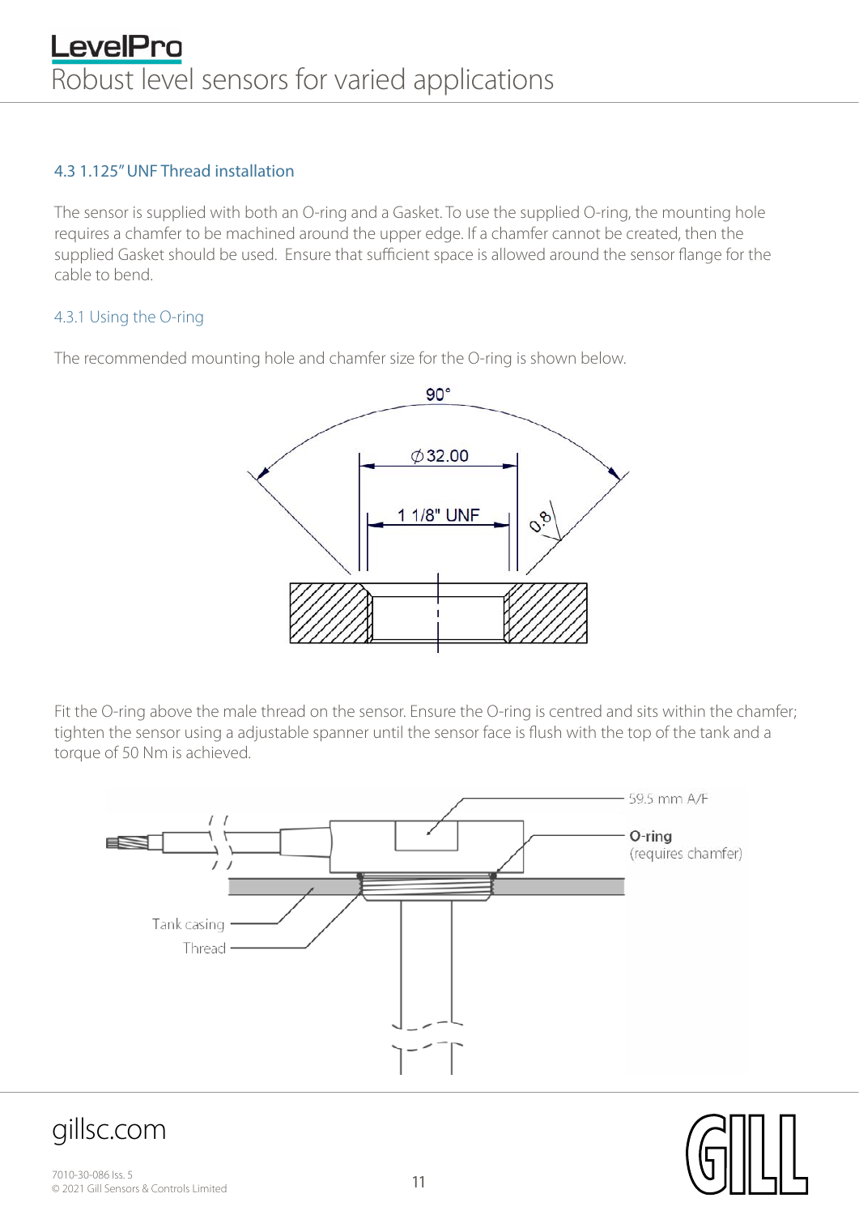### 4.3 1.125" UNF Thread installation

The sensor is supplied with both an O-ring and a Gasket. To use the supplied O-ring, the mounting hole requires a chamfer to be machined around the upper edge. If a chamfer cannot be created, then the supplied Gasket should be used. Ensure that sufficient space is allowed around the sensor flange for the cable to bend.

#### 4.3.1 Using the O-ring

The recommended mounting hole and chamfer size for the O-ring is shown below.

Fit the O-ring above the male thread on the sensor. Ensure the O-ring is centred and sits within the chamfer; tighten the sensor using a adjustable spanner until the sensor face is flush with the top of the tank and a torque of 50 Nm is achieved.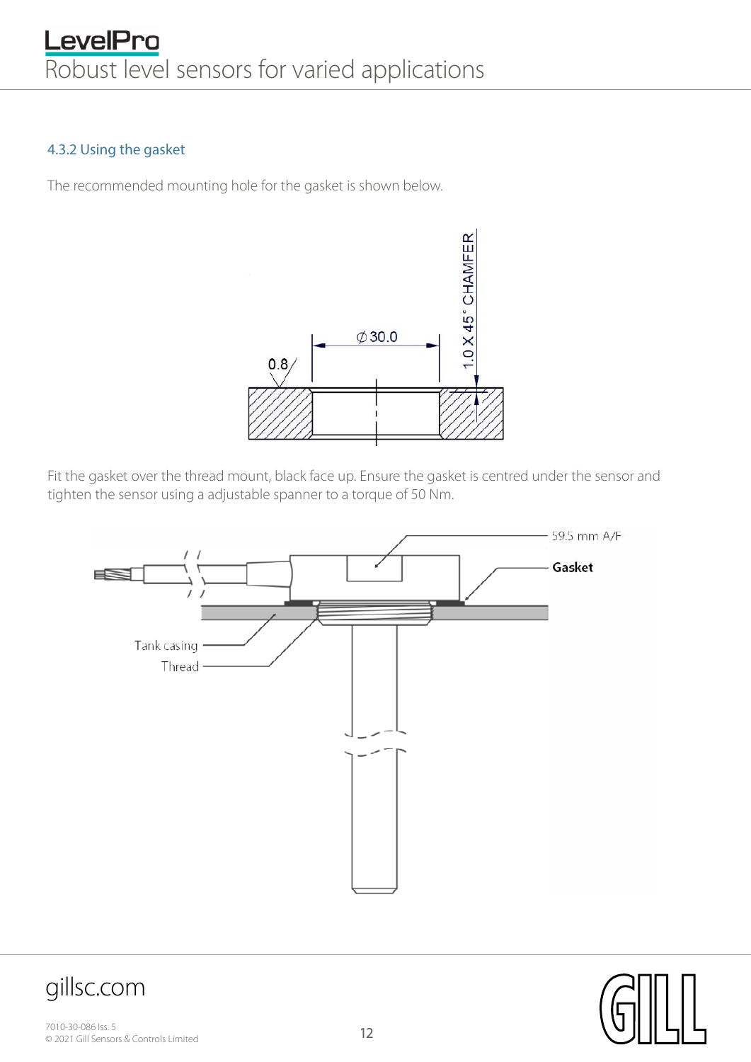### 4.3.2 Using the gasket

The recommended mounting hole for the gasket is shown below.

Fit the gasket over the thread mount, black face up. Ensure the gasket is centred under the sensor and tighten the sensor using a adjustable spanner to a torque of 50 Nm.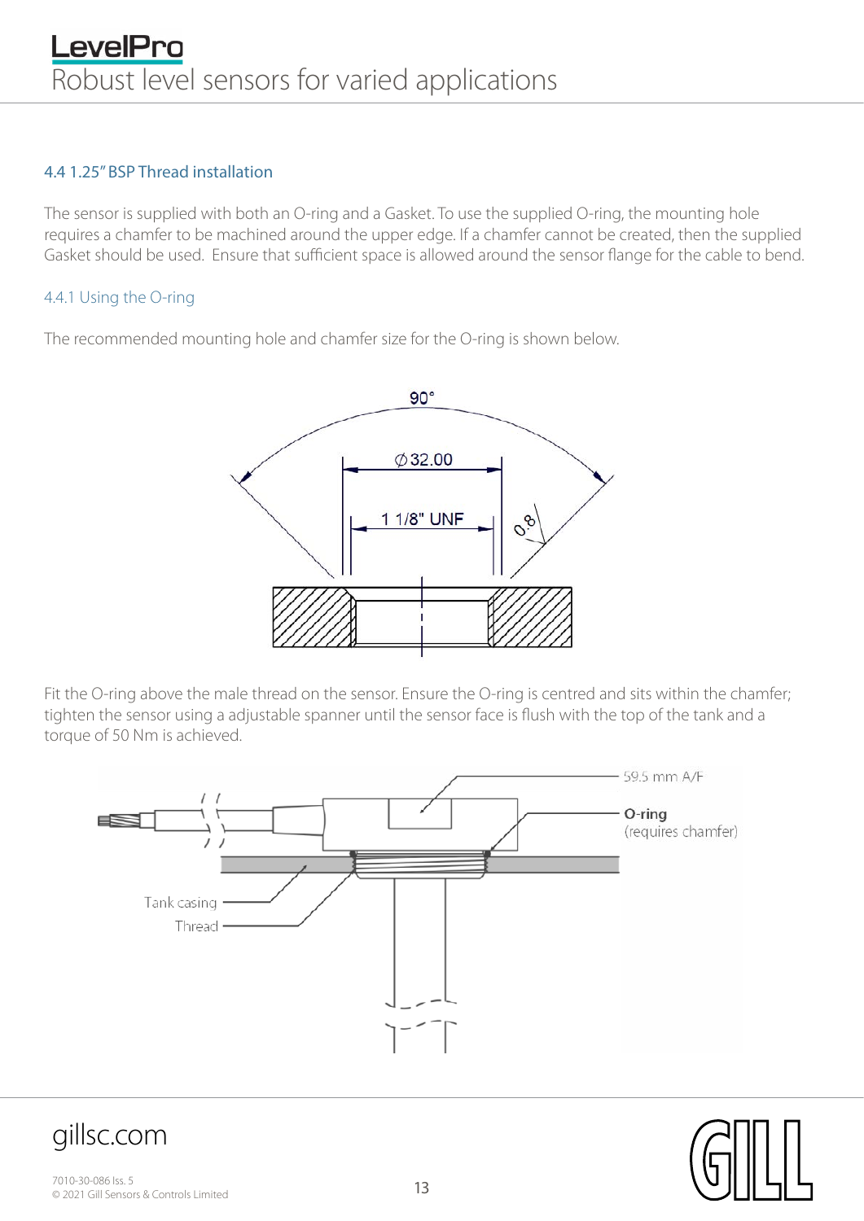## 4.4 1.25" BSP Thread installation

The sensor is supplied with both an O-ring and a Gasket. To use the supplied O-ring, the mounting hole requires a chamfer to be machined around the upper edge. If a chamfer cannot be created, then the supplied Gasket should be used. Ensure that sufficient space is allowed around the sensor flange for the cable to bend.

### 4.4.1 Using the O-ring

The recommended mounting hole and chamfer size for the O-ring is shown below.

90°

Ø32.00

1 1/8" UNF

0.8

Fit the O-ring above the male thread on the sensor. Ensure the O-ring is centred and sits within the chamfer; tighten the sensor using a adjustable spanner until the sensor face is flush with the top of the tank and a torque of 50 Nm is achieved.

59.5 mm A/F

**O-ring**
(requires chamfer)

Tank casing

Thread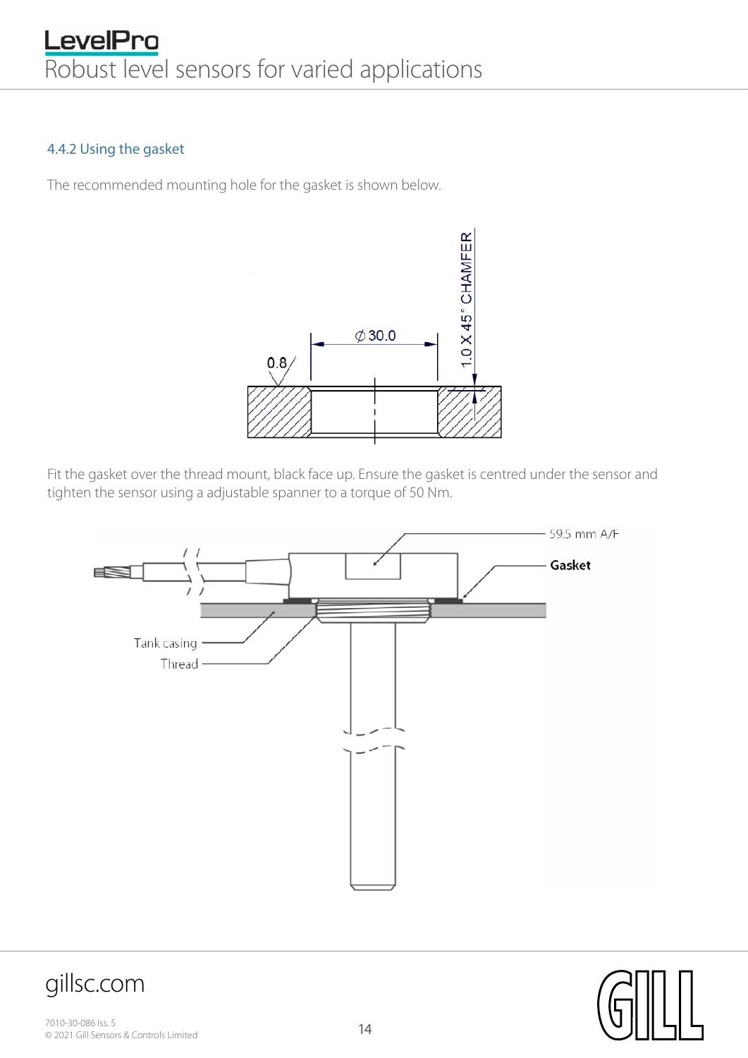### 4.4.2 Using the gasket

The recommended mounting hole for the gasket is shown below.

Fit the gasket over the thread mount, black face up. Ensure the gasket is centred under the sensor and tighten the sensor using a adjustable spanner to a torque of 50 Nm.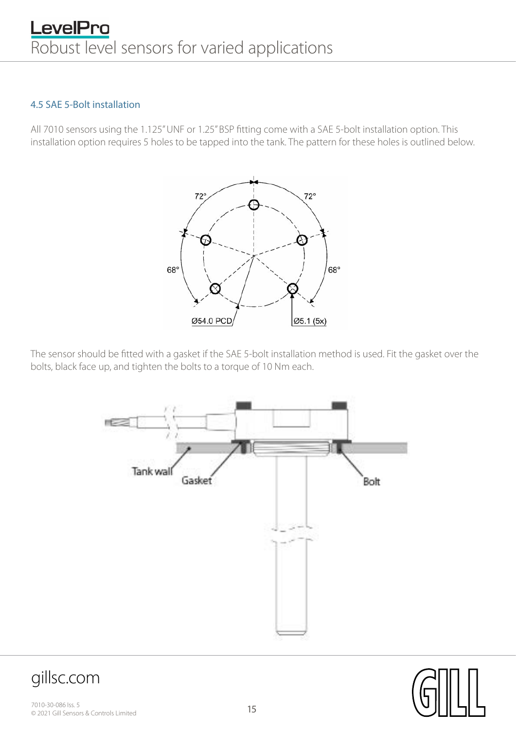### 4.5 SAE 5-Bolt installation

All 7010 sensors using the 1.125" UNF or 1.25" BSP fitting come with a SAE 5-bolt installation option. This installation option requires 5 holes to be tapped into the tank. The pattern for these holes is outlined below.

The sensor should be fitted with a gasket if the SAE 5-bolt installation method is used. Fit the gasket over the bolts, black face up, and tighten the bolts to a torque of 10 Nm each.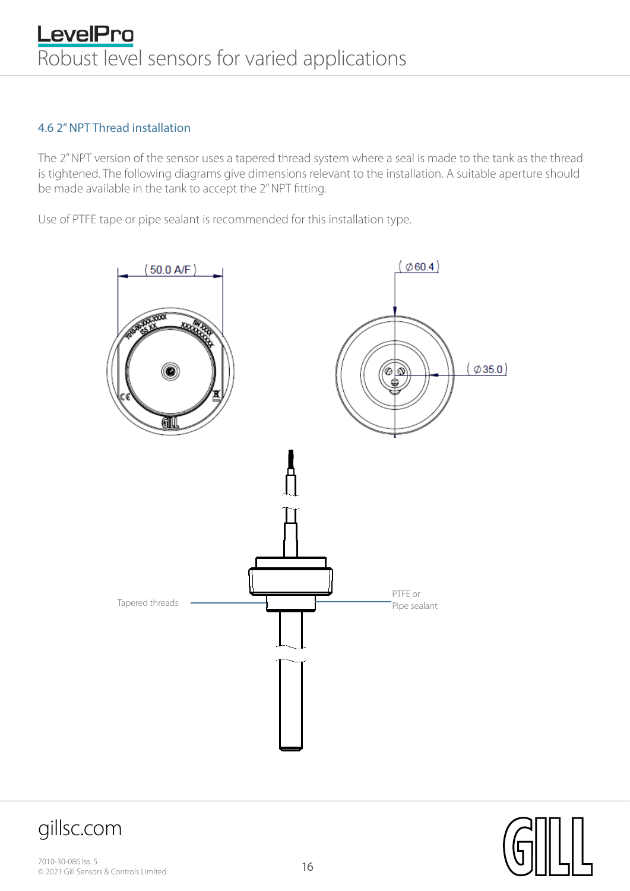### 4.6 2" NPT Thread installation

The 2" NPT version of the sensor uses a tapered thread system where a seal is made to the tank as the thread is tightened. The following diagrams give dimensions relevant to the installation. A suitable aperture should be made available in the tank to accept the 2" NPT fitting.

Use of PTFE tape or pipe sealant is recommended for this installation type.

(50.0 A/F)

(Ø60.4)

(Ø35.0)

Tapered threads

PTFE or Pipe sealant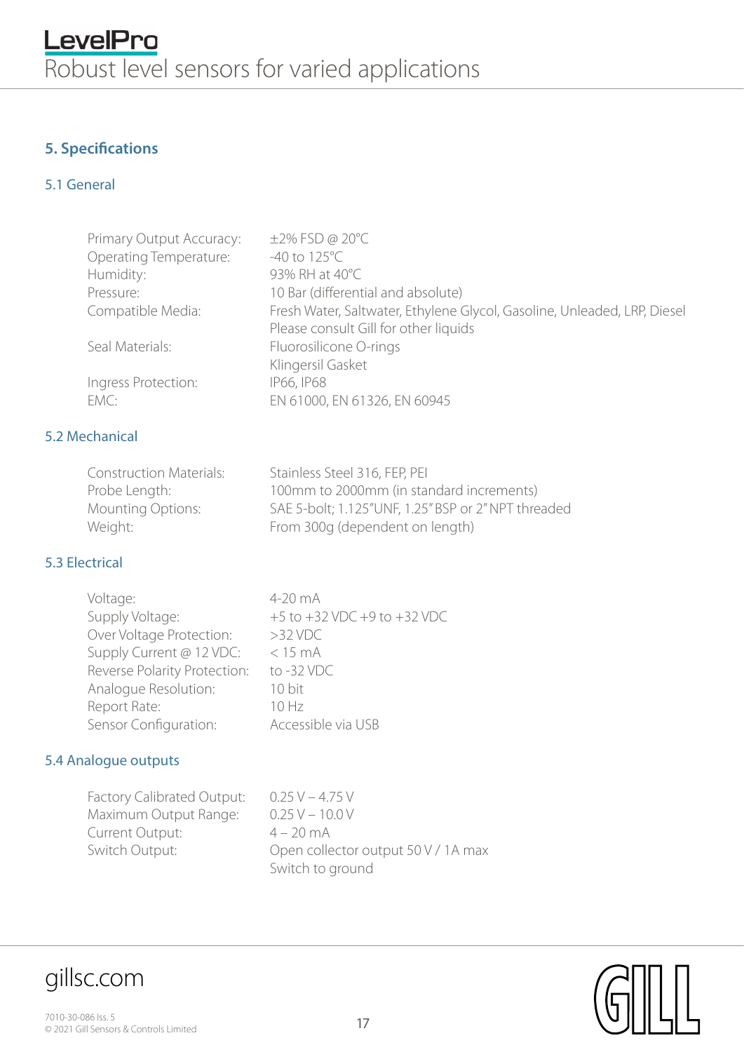## 5. Specifications

### 5.1 General

| | |
|---|---|
| Primary Output Accuracy: | ±2% FSD @ 20°C |
| Operating Temperature: | -40 to 125°C |
| Humidity: | 93% RH at 40°C |
| Pressure: | 10 Bar (differential and absolute) |
| Compatible Media: | Fresh Water, Saltwater, Ethylene Glycol, Gasoline, Unleaded, LRP, Diesel<br>Please consult Gill for other liquids |
| Seal Materials: | Fluorosilicone O-rings<br>Klingersil Gasket |
| Ingress Protection: | IP66, IP68 |
| EMC: | EN 61000, EN 61326, EN 60945 |

### 5.2 Mechanical

| | |
|---|---|
| Construction Materials: | Stainless Steel 316, FEP, PEI |
| Probe Length: | 100mm to 2000mm (in standard increments) |
| Mounting Options: | SAE 5-bolt; 1.125"UNF, 1.25" BSP or 2" NPT threaded |
| Weight: | From 300g (dependent on length) |

### 5.3 Electrical

| | |
|---|---|
| Voltage: | 4-20 mA |
| Supply Voltage: | +5 to +32 VDC +9 to +32 VDC |
| Over Voltage Protection: | >32 VDC |
| Supply Current @ 12 VDC: | < 15 mA |
| Reverse Polarity Protection: | to -32 VDC |
| Analogue Resolution: | 10 bit |
| Report Rate: | 10 Hz |
| Sensor Configuration: | Accessible via USB |

### 5.4 Analogue outputs

| | |
|---|---|
| Factory Calibrated Output: | 0.25 V – 4.75 V |
| Maximum Output Range: | 0.25 V – 10.0 V |
| Current Output: | 4 – 20 mA |
| Switch Output: | Open collector output 50 V / 1A max<br>Switch to ground |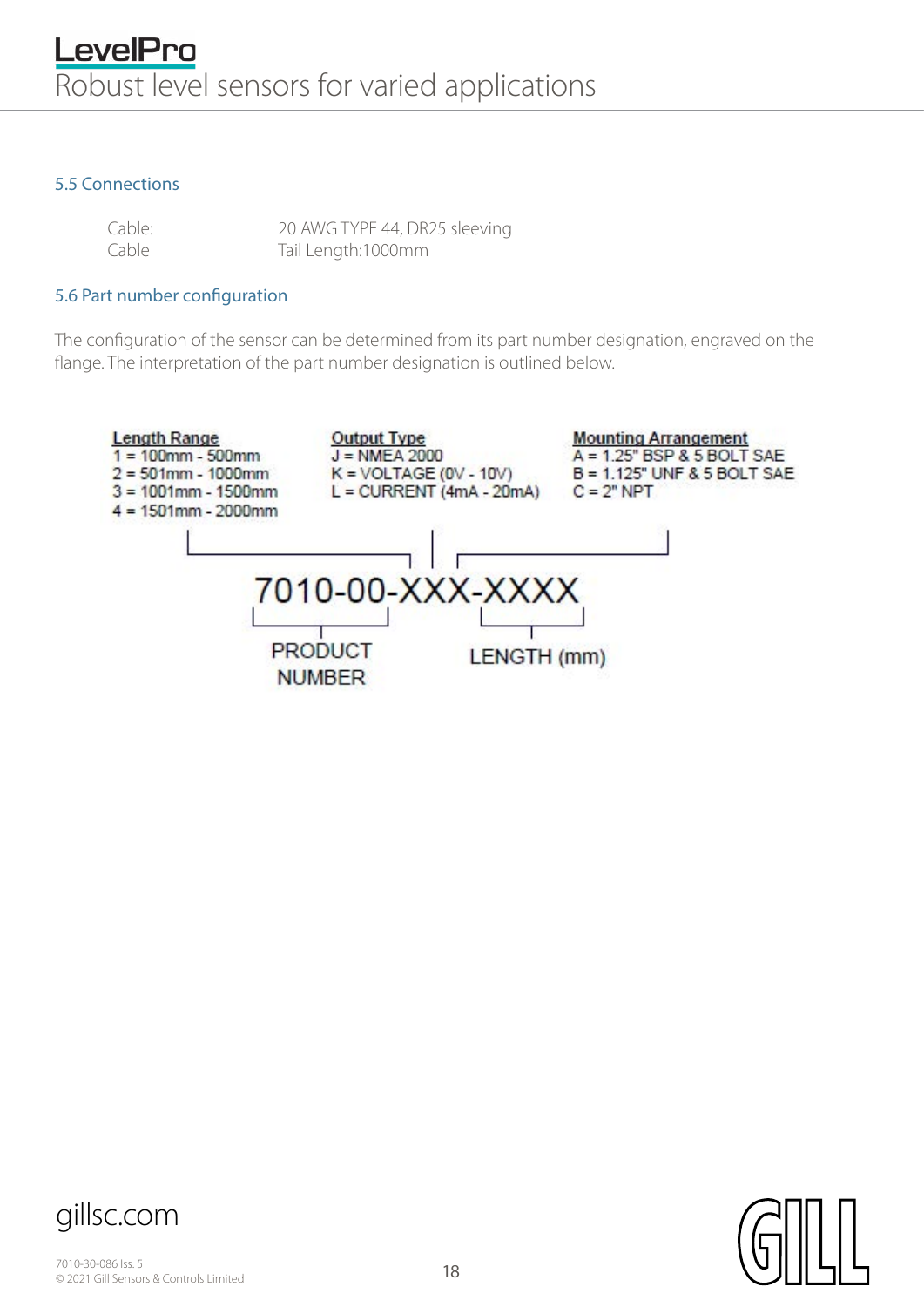### 5.5 Connections

| | |
|---|---|
| Cable: | 20 AWG TYPE 44, DR25 sleeving |
| Cable | Tail Length:1000mm |

### 5.6 Part number configuration

The configuration of the sensor can be determined from its part number designation, engraved on the flange. The interpretation of the part number designation is outlined below.

**Length Range**
1 = 100mm - 500mm
2 = 501mm - 1000mm
3 = 1001mm - 1500mm
4 = 1501mm - 2000mm

**Output Type**
J = NMEA 2000
K = VOLTAGE (0V - 10V)
L = CURRENT (4mA - 20mA)

**Mounting Arrangement**
A = 1.25" BSP & 5 BOLT SAE
B = 1.125" UNF & 5 BOLT SAE
C = 2" NPT

7010-00-XXX-XXXX

PRODUCT NUMBER

LENGTH (mm)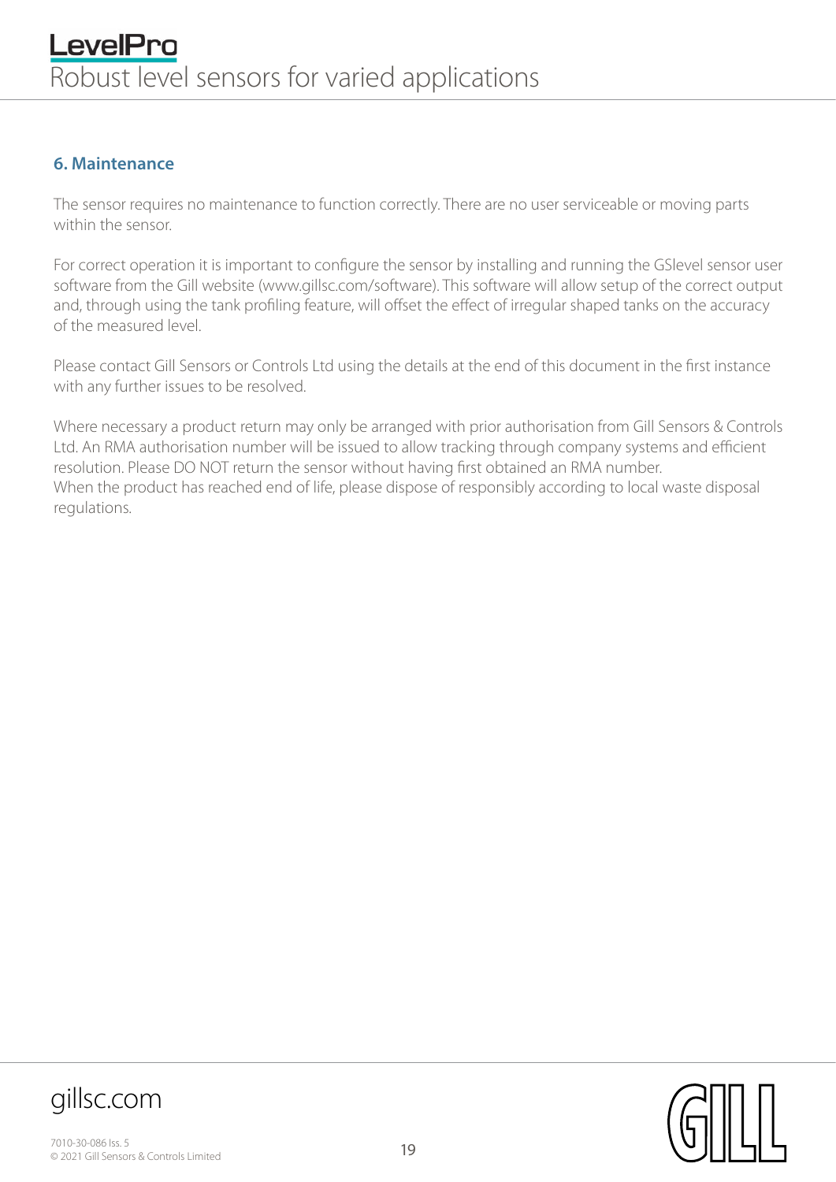## 6. Maintenance

The sensor requires no maintenance to function correctly. There are no user serviceable or moving parts within the sensor.

For correct operation it is important to configure the sensor by installing and running the GSlevel sensor user software from the Gill website (www.gillsc.com/software). This software will allow setup of the correct output and, through using the tank profiling feature, will offset the effect of irregular shaped tanks on the accuracy of the measured level.

Please contact Gill Sensors or Controls Ltd using the details at the end of this document in the first instance with any further issues to be resolved.

Where necessary a product return may only be arranged with prior authorisation from Gill Sensors & Controls Ltd. An RMA authorisation number will be issued to allow tracking through company systems and efficient resolution. Please DO NOT return the sensor without having first obtained an RMA number.
When the product has reached end of life, please dispose of responsibly according to local waste disposal regulations.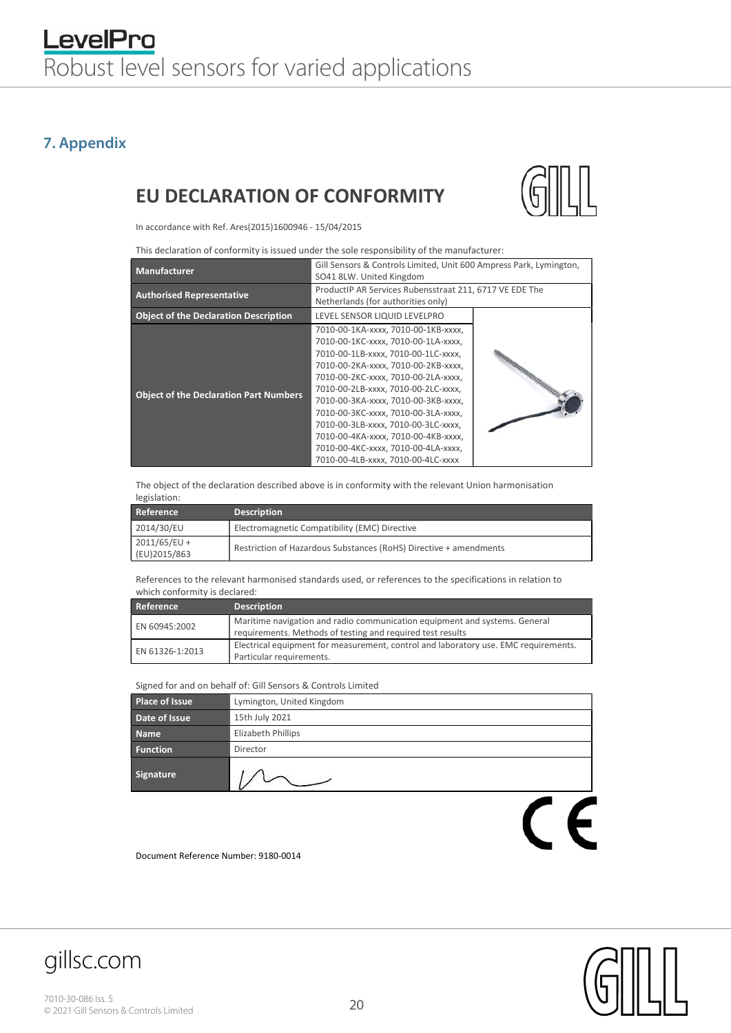## 7. Appendix

# EU DECLARATION OF CONFORMITY

In accordance with Ref. Ares(2015)1600946 - 15/04/2015

This declaration of conformity is issued under the sole responsibility of the manufacturer:

| | |
|---|---|
| **Manufacturer** | Gill Sensors & Controls Limited, Unit 600 Ampress Park, Lymington, SO41 8LW. United Kingdom |
| **Authorised Representative** | ProductIP AR Services Rubensstraat 211, 6717 VE EDE The Netherlands (for authorities only) |
| **Object of the Declaration Description** | LEVEL SENSOR LIQUID LEVELPRO |
| **Object of the Declaration Part Numbers** | 7010-00-1KA-xxxx, 7010-00-1KB-xxxx, 7010-00-1KC-xxxx, 7010-00-1LA-xxxx, 7010-00-1LB-xxxx, 7010-00-1LC-xxxx, 7010-00-2KA-xxxx, 7010-00-2KB-xxxx, 7010-00-2KC-xxxx, 7010-00-2LA-xxxx, 7010-00-2LB-xxxx, 7010-00-2LC-xxxx, 7010-00-3KA-xxxx, 7010-00-3KB-xxxx, 7010-00-3KC-xxxx, 7010-00-3LA-xxxx, 7010-00-3LB-xxxx, 7010-00-3LC-xxxx, 7010-00-4KA-xxxx, 7010-00-4KB-xxxx, 7010-00-4KC-xxxx, 7010-00-4LA-xxxx, 7010-00-4LB-xxxx, 7010-00-4LC-xxxx |

The object of the declaration described above is in conformity with the relevant Union harmonisation legislation:

| Reference | Description |
|---|---|
| 2014/30/EU | Electromagnetic Compatibility (EMC) Directive |
| 2011/65/EU + (EU)2015/863 | Restriction of Hazardous Substances (RoHS) Directive + amendments |

References to the relevant harmonised standards used, or references to the specifications in relation to which conformity is declared:

| Reference | Description |
|---|---|
| EN 60945:2002 | Maritime navigation and radio communication equipment and systems. General requirements. Methods of testing and required test results |
| EN 61326-1:2013 | Electrical equipment for measurement, control and laboratory use. EMC requirements. Particular requirements. |

Signed for and on behalf of: Gill Sensors & Controls Limited

| | |
|---|---|
| **Place of Issue** | Lymington, United Kingdom |
| **Date of Issue** | 15th July 2021 |
| **Name** | Elizabeth Phillips |
| **Function** | Director |
| **Signature** | |

Document Reference Number: 9180-0014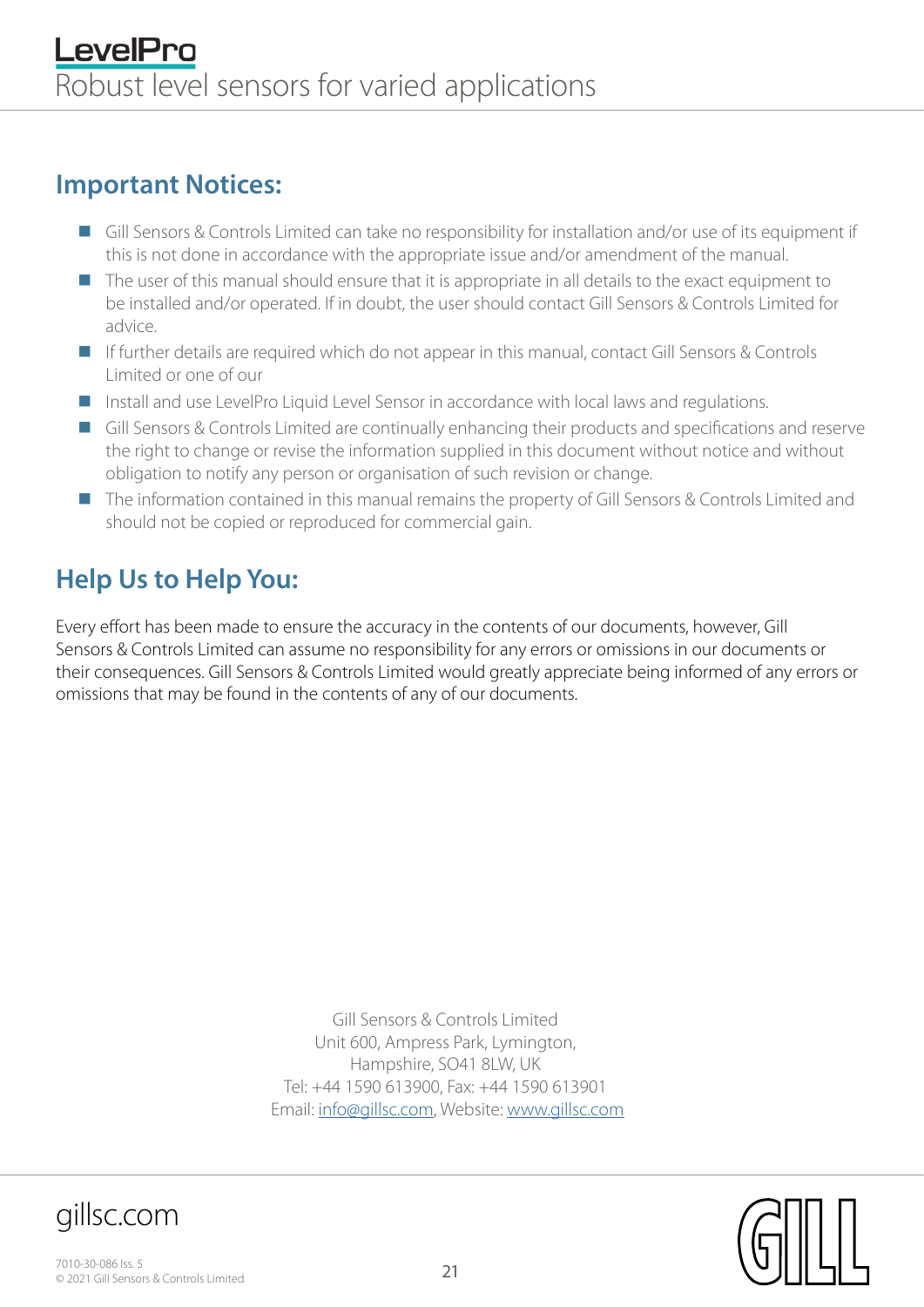## Important Notices:

- Gill Sensors & Controls Limited can take no responsibility for installation and/or use of its equipment if this is not done in accordance with the appropriate issue and/or amendment of the manual.
- The user of this manual should ensure that it is appropriate in all details to the exact equipment to be installed and/or operated. If in doubt, the user should contact Gill Sensors & Controls Limited for advice.
- If further details are required which do not appear in this manual, contact Gill Sensors & Controls Limited or one of our
- Install and use LevelPro Liquid Level Sensor in accordance with local laws and regulations.
- Gill Sensors & Controls Limited are continually enhancing their products and specifications and reserve the right to change or revise the information supplied in this document without notice and without obligation to notify any person or organisation of such revision or change.
- The information contained in this manual remains the property of Gill Sensors & Controls Limited and should not be copied or reproduced for commercial gain.

## Help Us to Help You:

Every effort has been made to ensure the accuracy in the contents of our documents, however, Gill Sensors & Controls Limited can assume no responsibility for any errors or omissions in our documents or their consequences. Gill Sensors & Controls Limited would greatly appreciate being informed of any errors or omissions that may be found in the contents of any of our documents.

Gill Sensors & Controls Limited
Unit 600, Ampress Park, Lymington,
Hampshire, SO41 8LW, UK
Tel: +44 1590 613900, Fax: +44 1590 613901
Email: info@gillsc.com, Website: www.gillsc.com